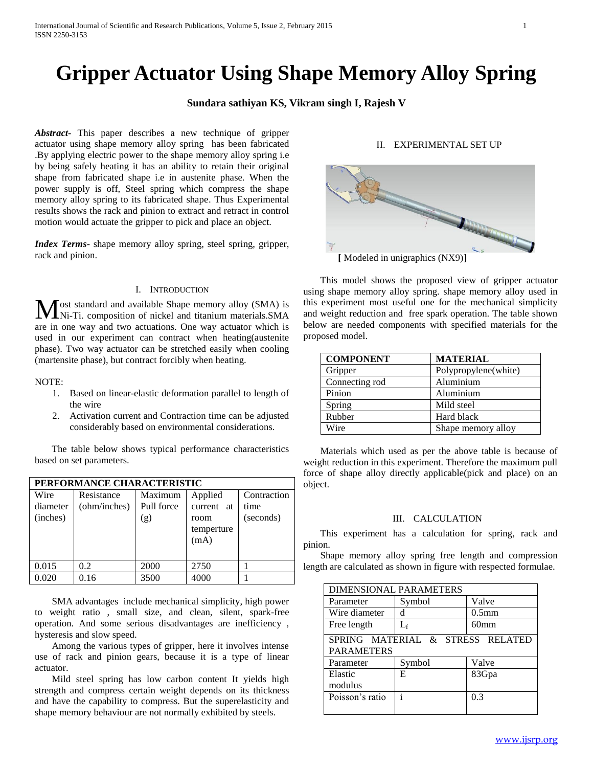# Gripper Actuator Using Shape Memory Alloy Spring

**Sundara sathiyan KS, Vikram singh I, Rajesh V**

***Abstract***- This paper describes a new technique of gripper actuator using shape memory alloy spring has been fabricated .By applying electric power to the shape memory alloy spring i.e by being safely heating it has an ability to retain their original shape from fabricated shape i.e in austenite phase. When the power supply is off, Steel spring which compress the shape memory alloy spring to its fabricated shape. Thus Experimental results shows the rack and pinion to extract and retract in control motion would actuate the gripper to pick and place an object.

***Index Terms***- shape memory alloy spring, steel spring, gripper, rack and pinion.

## I. Introduction

Most standard and available Shape memory alloy (SMA) is Ni-Ti. composition of nickel and titanium materials.SMA are in one way and two actuations. One way actuator which is used in our experiment can contract when heating(austenite phase). Two way actuator can be stretched easily when cooling (martensite phase), but contract forcibly when heating.

NOTE:

1. Based on linear-elastic deformation parallel to length of the wire
2. Activation current and Contraction time can be adjusted considerably based on environmental considerations.

The table below shows typical performance characteristics based on set parameters.

| PERFORMANCE CHARACTERISTIC | | | | |
|---|---|---|---|---|
| Wire diameter (inches) | Resistance (ohm/inches) | Maximum Pull force (g) | Applied current at room temperture (mA) | Contraction time (seconds) |
| 0.015 | 0.2 | 2000 | 2750 | 1 |
| 0.020 | 0.16 | 3500 | 4000 | 1 |

SMA advantages include mechanical simplicity, high power to weight ratio , small size, and clean, silent, spark-free operation. And some serious disadvantages are inefficiency , hysteresis and slow speed.

Among the various types of gripper, here it involves intense use of rack and pinion gears, because it is a type of linear actuator.

Mild steel spring has low carbon content It yields high strength and compress certain weight depends on its thickness and have the capability to compress. But the superelasticity and shape memory behaviour are not normally exhibited by steels.

## II. Experimental Set Up

**[** Modeled in unigraphics (NX9)]

This model shows the proposed view of gripper actuator using shape memory alloy spring. shape memory alloy used in this experiment most useful one for the mechanical simplicity and weight reduction and free spark operation. The table shown below are needed components with specified materials for the proposed model.

| COMPONENT | MATERIAL |
|---|---|
| Gripper | Polypropylene(white) |
| Connecting rod | Aluminium |
| Pinion | Aluminium |
| Spring | Mild steel |
| Rubber | Hard black |
| Wire | Shape memory alloy |

Materials which used as per the above table is because of weight reduction in this experiment. Therefore the maximum pull force of shape alloy directly applicable(pick and place) on an object.

## III. Calculation

This experiment has a calculation for spring, rack and pinion.

Shape memory alloy spring free length and compression length are calculated as shown in figure with respected formulae.

| DIMENSIONAL PARAMETERS | | |
|---|---|---|
| Parameter | Symbol | Valve |
| Wire diameter | d | 0.5mm |
| Free length | $L_f$ | 60mm |
| SPRING MATERIAL & STRESS RELATED PARAMETERS | | |
| Parameter | Symbol | Valve |
| Elastic modulus | E | 83Gpa |
| Poisson's ratio | i | 0.3 |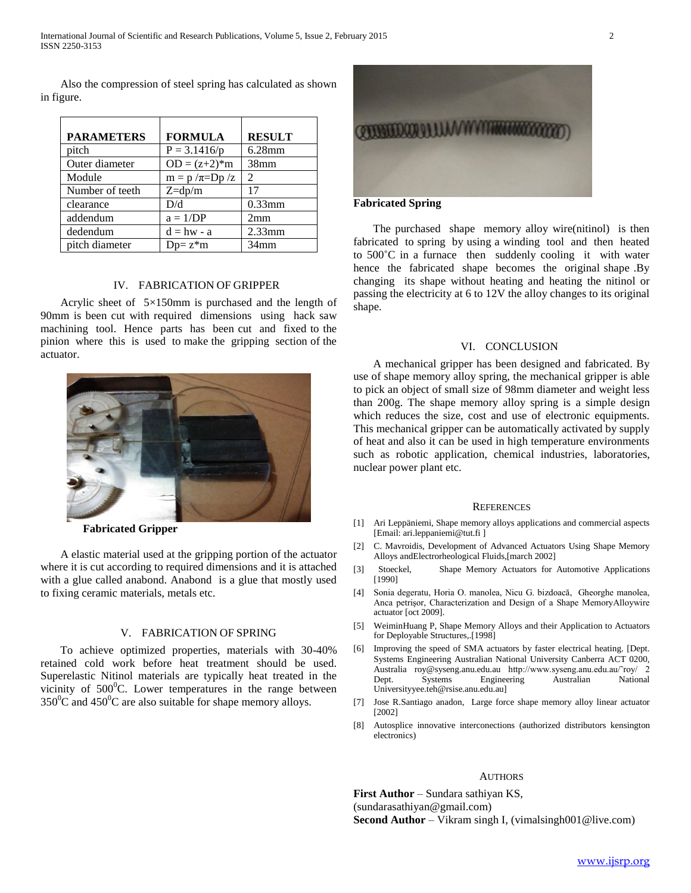Also the compression of steel spring has calculated as shown in figure.

| PARAMETERS | FORMULA | RESULT |
|---|---|---|
| pitch | $P = 3.1416/p$ | 6.28mm |
| Outer diameter | $OD = (z+2)*m$ | 38mm |
| Module | $m = p/\pi = Dp/z$ | 2 |
| Number of teeth | $Z = dp/m$ | 17 |
| clearance | D/d | 0.33mm |
| addendum | $a = 1/DP$ | 2mm |
| dedendum | $d = hw - a$ | 2.33mm |
| pitch diameter | $Dp = z*m$ | 34mm |

## IV. FABRICATION OF GRIPPER

Acrylic sheet of 5×150mm is purchased and the length of 90mm is been cut with required dimensions using hack saw machining tool. Hence parts has been cut and fixed to the pinion where this is used to make the gripping section of the actuator.

**Fabricated Gripper**

A elastic material used at the gripping portion of the actuator where it is cut according to required dimensions and it is attached with a glue called anabond. Anabond is a glue that mostly used to fixing ceramic materials, metals etc.

## V. FABRICATION OF SPRING

To achieve optimized properties, materials with 30-40% retained cold work before heat treatment should be used. Superelastic Nitinol materials are typically heat treated in the vicinity of $500^{0}$C. Lower temperatures in the range between $350^{0}$C and $450^{0}$C are also suitable for shape memory alloys.

**Fabricated Spring**

The purchased shape memory alloy wire(nitinol) is then fabricated to spring by using a winding tool and then heated to 500˚C in a furnace then suddenly cooling it with water hence the fabricated shape becomes the original shape .By changing its shape without heating and heating the nitinol or passing the electricity at 6 to 12V the alloy changes to its original shape.

## VI. CONCLUSION

A mechanical gripper has been designed and fabricated. By use of shape memory alloy spring, the mechanical gripper is able to pick an object of small size of 98mm diameter and weight less than 200g. The shape memory alloy spring is a simple design which reduces the size, cost and use of electronic equipments. This mechanical gripper can be automatically activated by supply of heat and also it can be used in high temperature environments such as robotic application, chemical industries, laboratories, nuclear power plant etc.

## REFERENCES

[1] Ari Leppäniemi, Shape memory alloys applications and commercial aspects [Email: ari.leppaniemi@tut.fi ]

[2] C. Mavroidis, Development of Advanced Actuators Using Shape Memory Alloys andElectrorheological Fluids,[march 2002]

[3] Stoeckel, Shape Memory Actuators for Automotive Applications [1990]

[4] Sonia degeratu, Horia O. manolea, Nicu G. bizdoacă, Gheorghe manolea, Anca petrişor, Characterization and Design of a Shape MemoryAlloywire actuator [oct 2009].

[5] WeiminHuang P, Shape Memory Alloys and their Application to Actuators for Deployable Structures,.[1998]

[6] Improving the speed of SMA actuators by faster electrical heating. [Dept. Systems Engineering Australian National University Canberra ACT 0200, Australia roy@syseng.anu.edu.au http://www.syseng.anu.edu.au/˜roy/ 2 Dept. Systems Engineering Australian National Universityyee.teh@rsise.anu.edu.au]

[7] Jose R.Santiago anadon, Large force shape memory alloy linear actuator [2002]

[8] Autosplice innovative interconections (authorized distributors kensington electronics)

## AUTHORS

**First Author** – Sundara sathiyan KS, (sundarasathiyan@gmail.com)

**Second Author** – Vikram singh I, (vimalsingh001@live.com)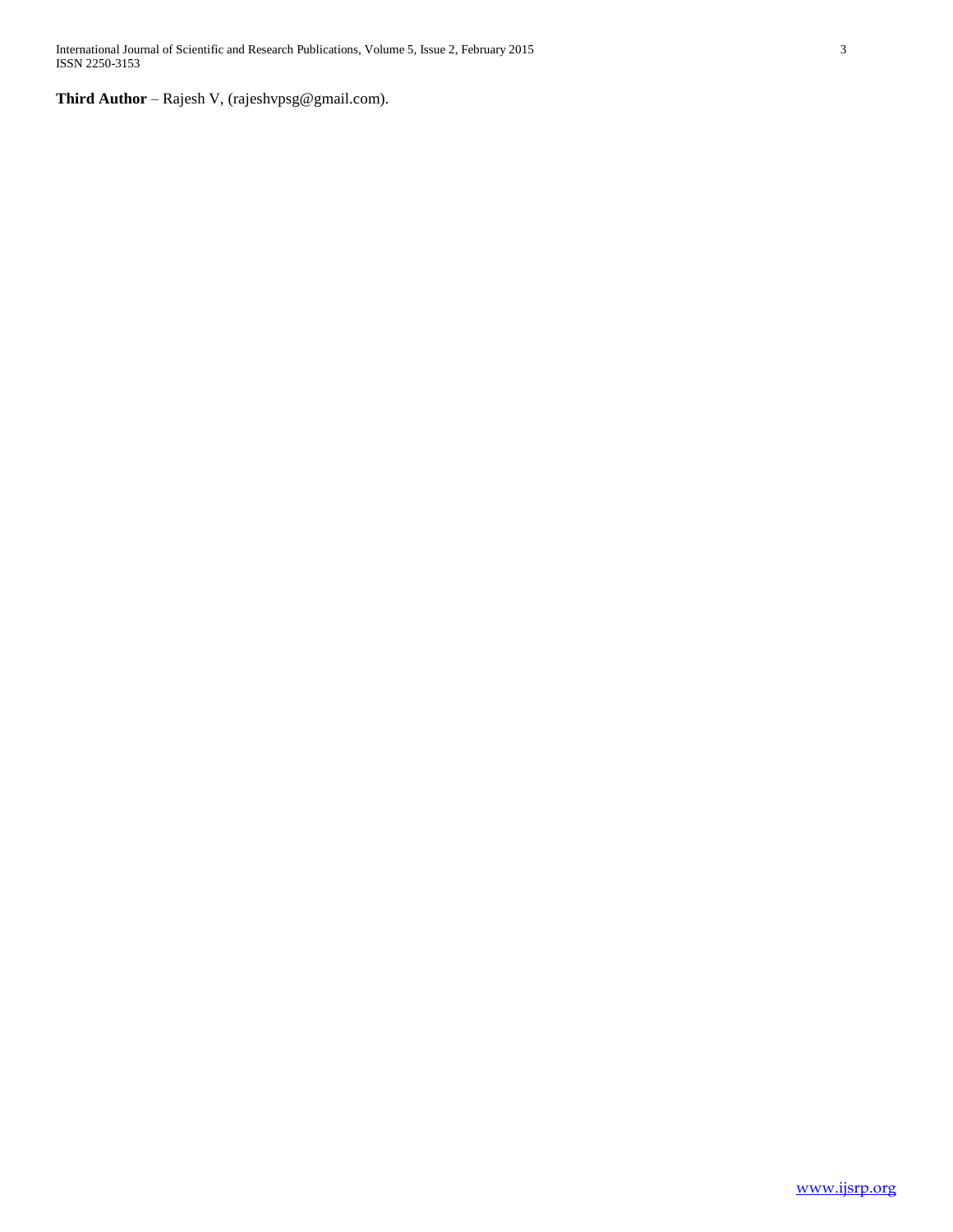**Third Author** – Rajesh V, (rajeshvpsg@gmail.com).